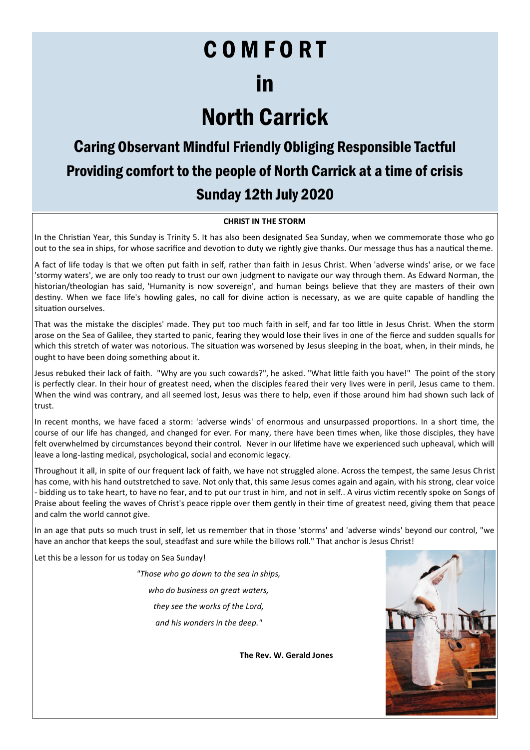# COMFORT

# in

# North Carrick

## Caring Observant Mindful Friendly Obliging Responsible Tactful

## Providing comfort to the people of North Carrick at a time of crisis

## Sunday 12th July 2020

**CHRIST IN THE STORM**

In the Christian Year, this Sunday is Trinity 5. It has also been designated Sea Sunday, when we commemorate those who go out to the sea in ships, for whose sacrifice and devotion to duty we rightly give thanks. Our message thus has a nautical theme.

A fact of life today is that we often put faith in self, rather than faith in Jesus Christ. When 'adverse winds' arise, or we face 'stormy waters', we are only too ready to trust our own judgment to navigate our way through them. As Edward Norman, the historian/theologian has said, 'Humanity is now sovereign', and human beings believe that they are masters of their own destiny. When we face life's howling gales, no call for divine action is necessary, as we are quite capable of handling the situation ourselves.

That was the mistake the disciples' made. They put too much faith in self, and far too little in Jesus Christ. When the storm arose on the Sea of Galilee, they started to panic, fearing they would lose their lives in one of the fierce and sudden squalls for which this stretch of water was notorious. The situation was worsened by Jesus sleeping in the boat, when, in their minds, he ought to have been doing something about it.

Jesus rebuked their lack of faith. "Why are you such cowards?", he asked. "What little faith you have!" The point of the story is perfectly clear. In their hour of greatest need, when the disciples feared their very lives were in peril, Jesus came to them. When the wind was contrary, and all seemed lost, Jesus was there to help, even if those around him had shown such lack of trust.

In recent months, we have faced a storm: 'adverse winds' of enormous and unsurpassed proportions. In a short time, the course of our life has changed, and changed for ever. For many, there have been times when, like those disciples, they have felt overwhelmed by circumstances beyond their control. Never in our lifetime have we experienced such upheaval, which will leave a long-lasting medical, psychological, social and economic legacy.

Throughout it all, in spite of our frequent lack of faith, we have not struggled alone. Across the tempest, the same Jesus Christ has come, with his hand outstretched to save. Not only that, this same Jesus comes again and again, with his strong, clear voice - bidding us to take heart, to have no fear, and to put our trust in him, and not in self.. A virus victim recently spoke on Songs of Praise about feeling the waves of Christ's peace ripple over them gently in their time of greatest need, giving them that peace and calm the world cannot give.

In an age that puts so much trust in self, let us remember that in those 'storms' and 'adverse winds' beyond our control, "we have an anchor that keeps the soul, steadfast and sure while the billows roll." That anchor is Jesus Christ!

Let this be a lesson for us today on Sea Sunday!

*"Those who go down to the sea in ships,*

*who do business on great waters,*

*they see the works of the Lord,*

*and his wonders in the deep."*

**The Rev. W. Gerald Jones**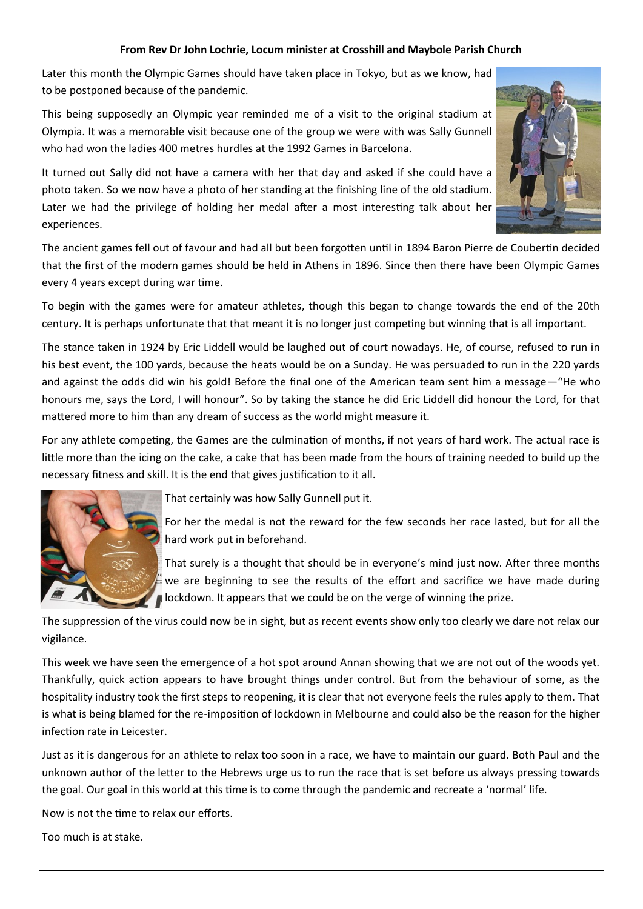**From Rev Dr John Lochrie, Locum minister at Crosshill and Maybole Parish Church**

Later this month the Olympic Games should have taken place in Tokyo, but as we know, had to be postponed because of the pandemic.

This being supposedly an Olympic year reminded me of a visit to the original stadium at Olympia. It was a memorable visit because one of the group we were with was Sally Gunnell who had won the ladies 400 metres hurdles at the 1992 Games in Barcelona.

It turned out Sally did not have a camera with her that day and asked if she could have a photo taken. So we now have a photo of her standing at the finishing line of the old stadium. Later we had the privilege of holding her medal after a most interesting talk about her experiences.

The ancient games fell out of favour and had all but been forgotten until in 1894 Baron Pierre de Coubertin decided that the first of the modern games should be held in Athens in 1896. Since then there have been Olympic Games every 4 years except during war time.

To begin with the games were for amateur athletes, though this began to change towards the end of the 20th century. It is perhaps unfortunate that that meant it is no longer just competing but winning that is all important.

The stance taken in 1924 by Eric Liddell would be laughed out of court nowadays. He, of course, refused to run in his best event, the 100 yards, because the heats would be on a Sunday. He was persuaded to run in the 220 yards and against the odds did win his gold! Before the final one of the American team sent him a message—"He who honours me, says the Lord, I will honour". So by taking the stance he did Eric Liddell did honour the Lord, for that mattered more to him than any dream of success as the world might measure it.

For any athlete competing, the Games are the culmination of months, if not years of hard work. The actual race is little more than the icing on the cake, a cake that has been made from the hours of training needed to build up the necessary fitness and skill. It is the end that gives justification to it all.

That certainly was how Sally Gunnell put it.

For her the medal is not the reward for the few seconds her race lasted, but for all the hard work put in beforehand.

That surely is a thought that should be in everyone's mind just now. After three months we are beginning to see the results of the effort and sacrifice we have made during lockdown. It appears that we could be on the verge of winning the prize.

The suppression of the virus could now be in sight, but as recent events show only too clearly we dare not relax our vigilance.

This week we have seen the emergence of a hot spot around Annan showing that we are not out of the woods yet. Thankfully, quick action appears to have brought things under control. But from the behaviour of some, as the hospitality industry took the first steps to reopening, it is clear that not everyone feels the rules apply to them. That is what is being blamed for the re-imposition of lockdown in Melbourne and could also be the reason for the higher infection rate in Leicester.

Just as it is dangerous for an athlete to relax too soon in a race, we have to maintain our guard. Both Paul and the unknown author of the letter to the Hebrews urge us to run the race that is set before us always pressing towards the goal. Our goal in this world at this time is to come through the pandemic and recreate a 'normal' life.

Now is not the time to relax our efforts.

Too much is at stake.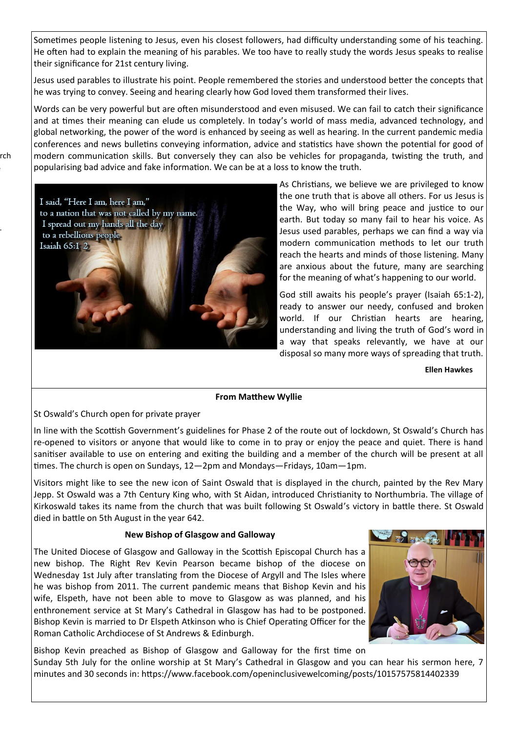Sometimes people listening to Jesus, even his closest followers, had difficulty understanding some of his teaching. He often had to explain the meaning of his parables. We too have to really study the words Jesus speaks to realise their significance for 21st century living.

Jesus used parables to illustrate his point. People remembered the stories and understood better the concepts that he was trying to convey. Seeing and hearing clearly how God loved them transformed their lives.

Words can be very powerful but are often misunderstood and even misused. We can fail to catch their significance and at times their meaning can elude us completely. In today's world of mass media, advanced technology, and global networking, the power of the word is enhanced by seeing as well as hearing. In the current pandemic media conferences and news bulletins conveying information, advice and statistics have shown the potential for good of modern communication skills. But conversely they can also be vehicles for propaganda, twisting the truth, and popularising bad advice and fake information. We can be at a loss to know the truth.

I said, "Here I am, here I am,"
to a nation that was not called by my name.
I spread out my hands all the day
to a rebellious people
Isaiah 65:1-2

As Christians, we believe we are privileged to know the one truth that is above all others. For us Jesus is the Way, who will bring peace and justice to our earth. But today so many fail to hear his voice. As Jesus used parables, perhaps we can find a way via modern communication methods to let our truth reach the hearts and minds of those listening. Many are anxious about the future, many are searching for the meaning of what's happening to our world.

God still awaits his people's prayer (Isaiah 65:1-2), ready to answer our needy, confused and broken world. If our Christian hearts are hearing, understanding and living the truth of God's word in a way that speaks relevantly, we have at our disposal so many more ways of spreading that truth.

**Ellen Hawkes**

**From Matthew Wyllie**

St Oswald's Church open for private prayer

In line with the Scottish Government's guidelines for Phase 2 of the route out of lockdown, St Oswald's Church has re-opened to visitors or anyone that would like to come in to pray or enjoy the peace and quiet. There is hand sanitiser available to use on entering and exiting the building and a member of the church will be present at all times. The church is open on Sundays, 12—2pm and Mondays—Fridays, 10am—1pm.

Visitors might like to see the new icon of Saint Oswald that is displayed in the church, painted by the Rev Mary Jepp. St Oswald was a 7th Century King who, with St Aidan, introduced Christianity to Northumbria. The village of Kirkoswald takes its name from the church that was built following St Oswald's victory in battle there. St Oswald died in battle on 5th August in the year 642.

**New Bishop of Glasgow and Galloway**

The United Diocese of Glasgow and Galloway in the Scottish Episcopal Church has a new bishop. The Right Rev Kevin Pearson became bishop of the diocese on Wednesday 1st July after translating from the Diocese of Argyll and The Isles where he was bishop from 2011. The current pandemic means that Bishop Kevin and his wife, Elspeth, have not been able to move to Glasgow as was planned, and his enthronement service at St Mary's Cathedral in Glasgow has had to be postponed. Bishop Kevin is married to Dr Elspeth Atkinson who is Chief Operating Officer for the Roman Catholic Archdiocese of St Andrews & Edinburgh.

Bishop Kevin preached as Bishop of Glasgow and Galloway for the first time on Sunday 5th July for the online worship at St Mary's Cathedral in Glasgow and you can hear his sermon here, 7 minutes and 30 seconds in: https://www.facebook.com/openinclusivewelcoming/posts/10157575814402339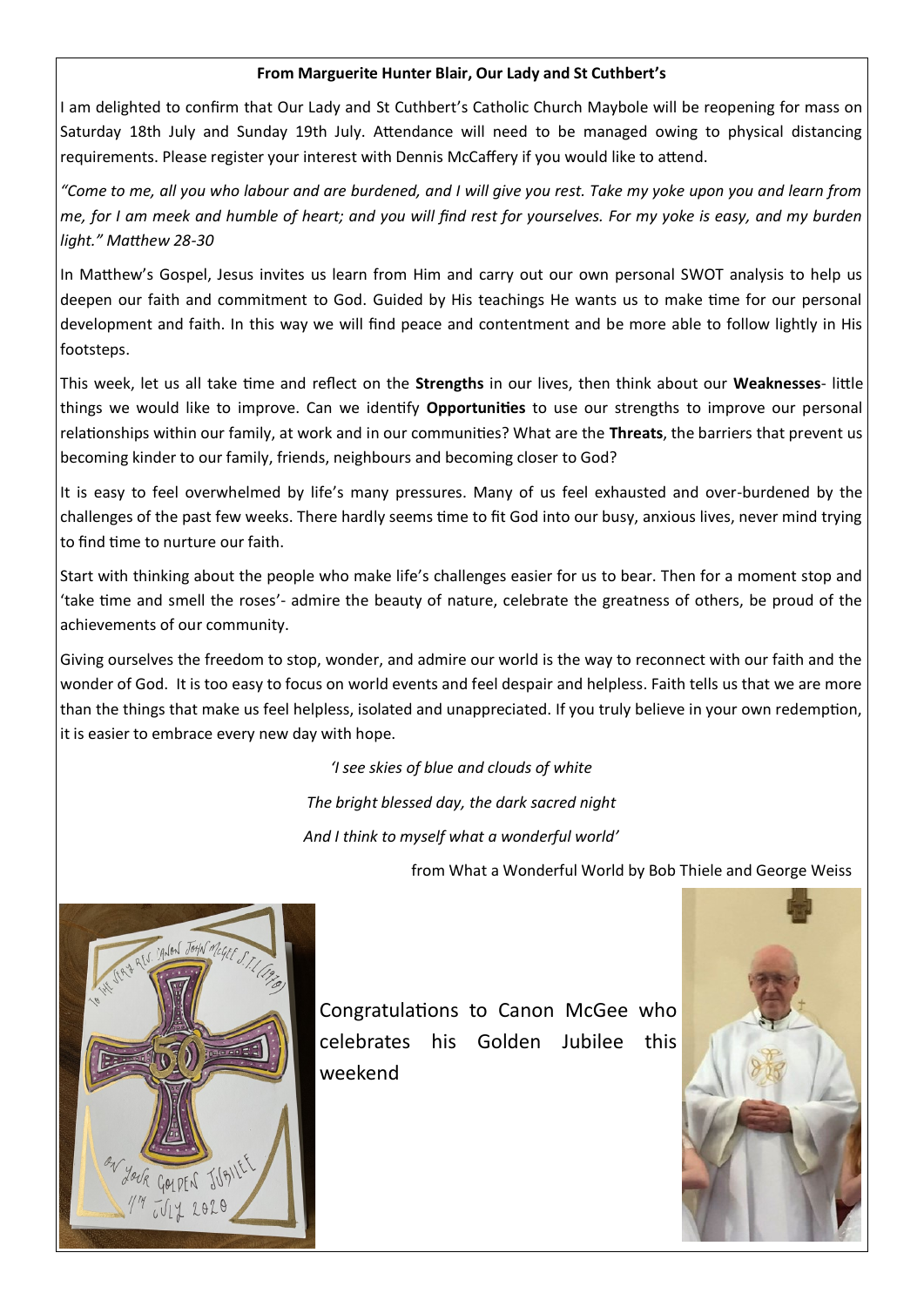**From Marguerite Hunter Blair, Our Lady and St Cuthbert's**

I am delighted to confirm that Our Lady and St Cuthbert's Catholic Church Maybole will be reopening for mass on Saturday 18th July and Sunday 19th July. Attendance will need to be managed owing to physical distancing requirements. Please register your interest with Dennis McCaffery if you would like to attend.

*"Come to me, all you who labour and are burdened, and I will give you rest. Take my yoke upon you and learn from me, for I am meek and humble of heart; and you will find rest for yourselves. For my yoke is easy, and my burden light." Matthew 28-30*

In Matthew's Gospel, Jesus invites us learn from Him and carry out our own personal SWOT analysis to help us deepen our faith and commitment to God. Guided by His teachings He wants us to make time for our personal development and faith. In this way we will find peace and contentment and be more able to follow lightly in His footsteps.

This week, let us all take time and reflect on the **Strengths** in our lives, then think about our **Weaknesses**- little things we would like to improve. Can we identify **Opportunities** to use our strengths to improve our personal relationships within our family, at work and in our communities? What are the **Threats**, the barriers that prevent us becoming kinder to our family, friends, neighbours and becoming closer to God?

It is easy to feel overwhelmed by life's many pressures. Many of us feel exhausted and over-burdened by the challenges of the past few weeks. There hardly seems time to fit God into our busy, anxious lives, never mind trying to find time to nurture our faith.

Start with thinking about the people who make life's challenges easier for us to bear. Then for a moment stop and 'take time and smell the roses'- admire the beauty of nature, celebrate the greatness of others, be proud of the achievements of our community.

Giving ourselves the freedom to stop, wonder, and admire our world is the way to reconnect with our faith and the wonder of God. It is too easy to focus on world events and feel despair and helpless. Faith tells us that we are more than the things that make us feel helpless, isolated and unappreciated. If you truly believe in your own redemption, it is easier to embrace every new day with hope.

*'I see skies of blue and clouds of white*

*The bright blessed day, the dark sacred night*

*And I think to myself what a wonderful world'*

from What a Wonderful World by Bob Thiele and George Weiss

Congratulations to Canon McGee who celebrates his Golden Jubilee this weekend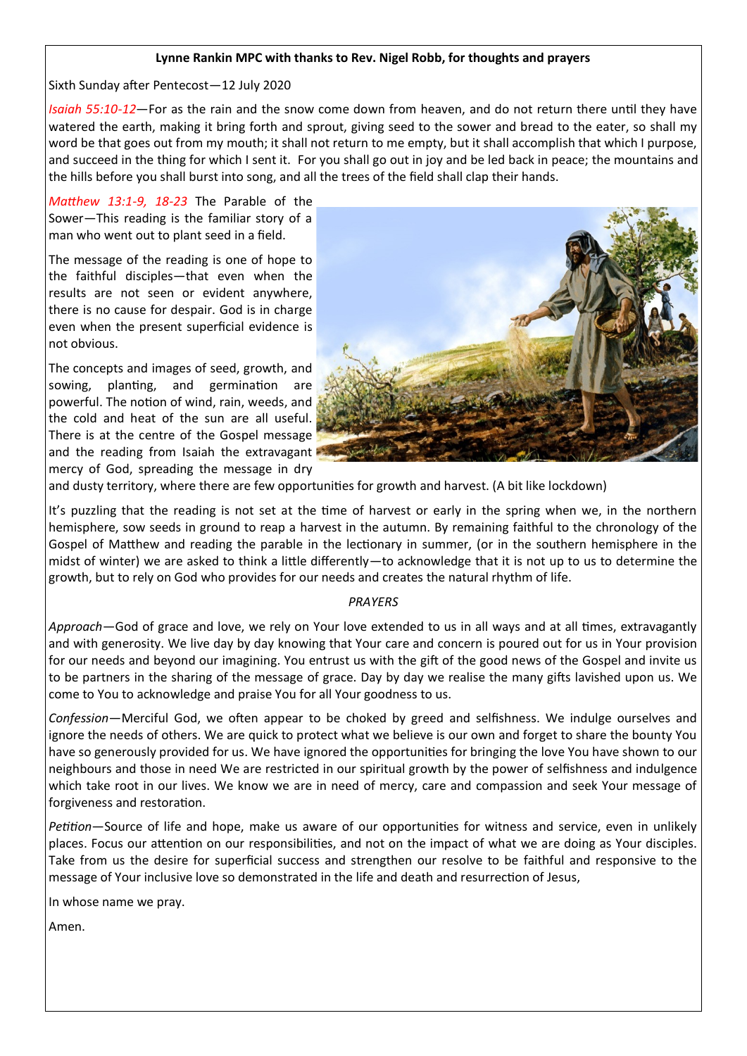**Lynne Rankin MPC with thanks to Rev. Nigel Robb, for thoughts and prayers**

Sixth Sunday after Pentecost—12 July 2020

*Isaiah 55:10-12*—For as the rain and the snow come down from heaven, and do not return there until they have watered the earth, making it bring forth and sprout, giving seed to the sower and bread to the eater, so shall my word be that goes out from my mouth; it shall not return to me empty, but it shall accomplish that which I purpose, and succeed in the thing for which I sent it. For you shall go out in joy and be led back in peace; the mountains and the hills before you shall burst into song, and all the trees of the field shall clap their hands.

*Matthew 13:1-9, 18-23* The Parable of the Sower—This reading is the familiar story of a man who went out to plant seed in a field.

The message of the reading is one of hope to the faithful disciples—that even when the results are not seen or evident anywhere, there is no cause for despair. God is in charge even when the present superficial evidence is not obvious.

The concepts and images of seed, growth, and sowing, planting, and germination are powerful. The notion of wind, rain, weeds, and the cold and heat of the sun are all useful. There is at the centre of the Gospel message and the reading from Isaiah the extravagant mercy of God, spreading the message in dry and dusty territory, where there are few opportunities for growth and harvest. (A bit like lockdown)

It's puzzling that the reading is not set at the time of harvest or early in the spring when we, in the northern hemisphere, sow seeds in ground to reap a harvest in the autumn. By remaining faithful to the chronology of the Gospel of Matthew and reading the parable in the lectionary in summer, (or in the southern hemisphere in the midst of winter) we are asked to think a little differently—to acknowledge that it is not up to us to determine the growth, but to rely on God who provides for our needs and creates the natural rhythm of life.

*PRAYERS*

*Approach*—God of grace and love, we rely on Your love extended to us in all ways and at all times, extravagantly and with generosity. We live day by day knowing that Your care and concern is poured out for us in Your provision for our needs and beyond our imagining. You entrust us with the gift of the good news of the Gospel and invite us to be partners in the sharing of the message of grace. Day by day we realise the many gifts lavished upon us. We come to You to acknowledge and praise You for all Your goodness to us.

*Confession*—Merciful God, we often appear to be choked by greed and selfishness. We indulge ourselves and ignore the needs of others. We are quick to protect what we believe is our own and forget to share the bounty You have so generously provided for us. We have ignored the opportunities for bringing the love You have shown to our neighbours and those in need We are restricted in our spiritual growth by the power of selfishness and indulgence which take root in our lives. We know we are in need of mercy, care and compassion and seek Your message of forgiveness and restoration.

*Petition*—Source of life and hope, make us aware of our opportunities for witness and service, even in unlikely places. Focus our attention on our responsibilities, and not on the impact of what we are doing as Your disciples. Take from us the desire for superficial success and strengthen our resolve to be faithful and responsive to the message of Your inclusive love so demonstrated in the life and death and resurrection of Jesus,

In whose name we pray.

Amen.